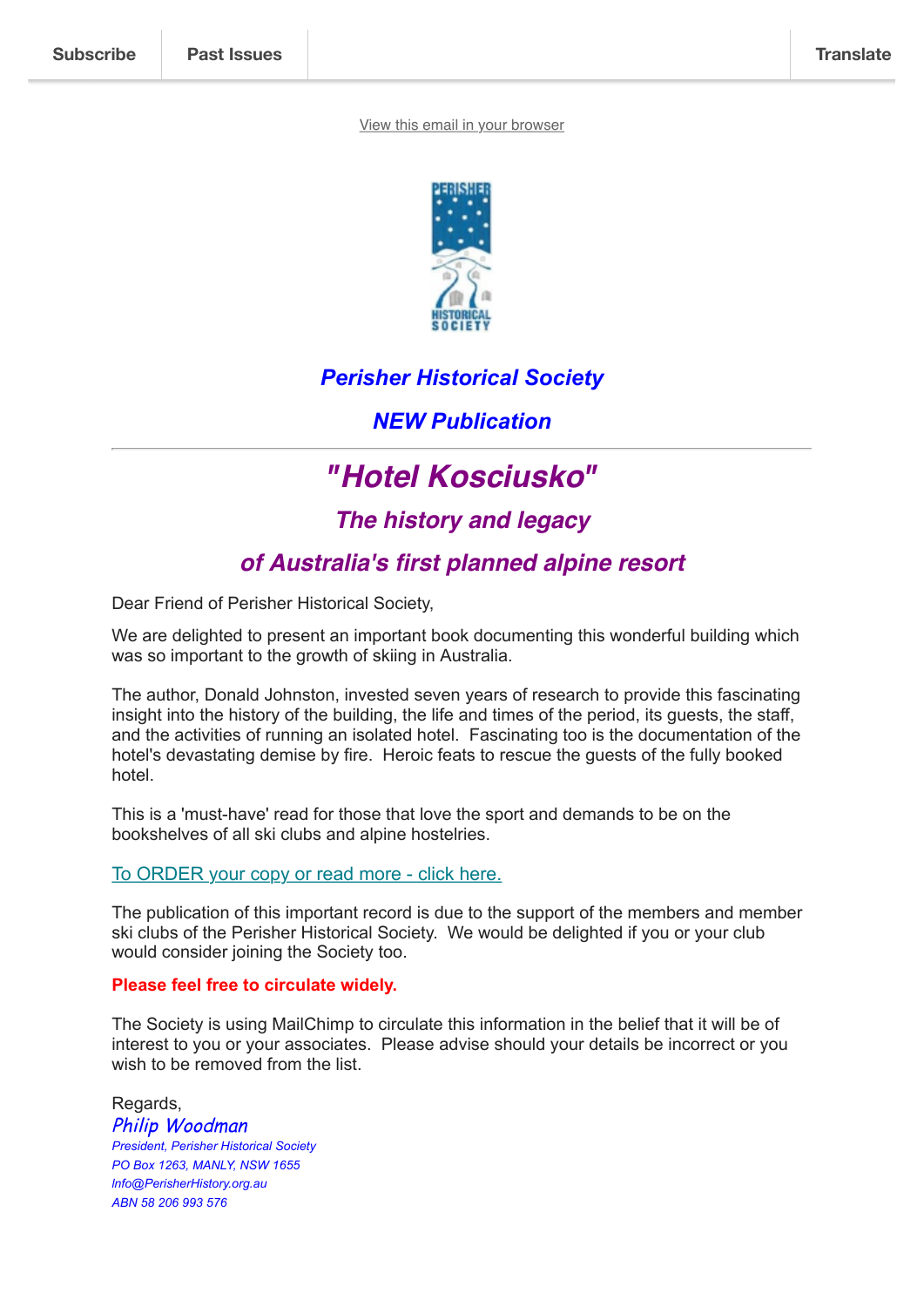Subscribe | Past Issues | Translate

View this email in your browser

## *Perisher Historical Society*

## *NEW Publication*

---

# *"Hotel Kosciusko"*

## *The history and legacy*

## *of Australia's first planned alpine resort*

Dear Friend of Perisher Historical Society,

We are delighted to present an important book documenting this wonderful building which was so important to the growth of skiing in Australia.

The author, Donald Johnston, invested seven years of research to provide this fascinating insight into the history of the building, the life and times of the period, its guests, the staff, and the activities of running an isolated hotel. Fascinating too is the documentation of the hotel's devastating demise by fire. Heroic feats to rescue the guests of the fully booked hotel.

This is a 'must-have' read for those that love the sport and demands to be on the bookshelves of all ski clubs and alpine hostelries.

To ORDER your copy or read more - click here.

The publication of this important record is due to the support of the members and member ski clubs of the Perisher Historical Society. We would be delighted if you or your club would consider joining the Society too.

**Please feel free to circulate widely.**

The Society is using MailChimp to circulate this information in the belief that it will be of interest to you or your associates. Please advise should your details be incorrect or you wish to be removed from the list.

Regards,
*Philip Woodman*
*President, Perisher Historical Society*
*PO Box 1263, MANLY, NSW 1655*
*Info@PerisherHistory.org.au*
*ABN 58 206 993 576*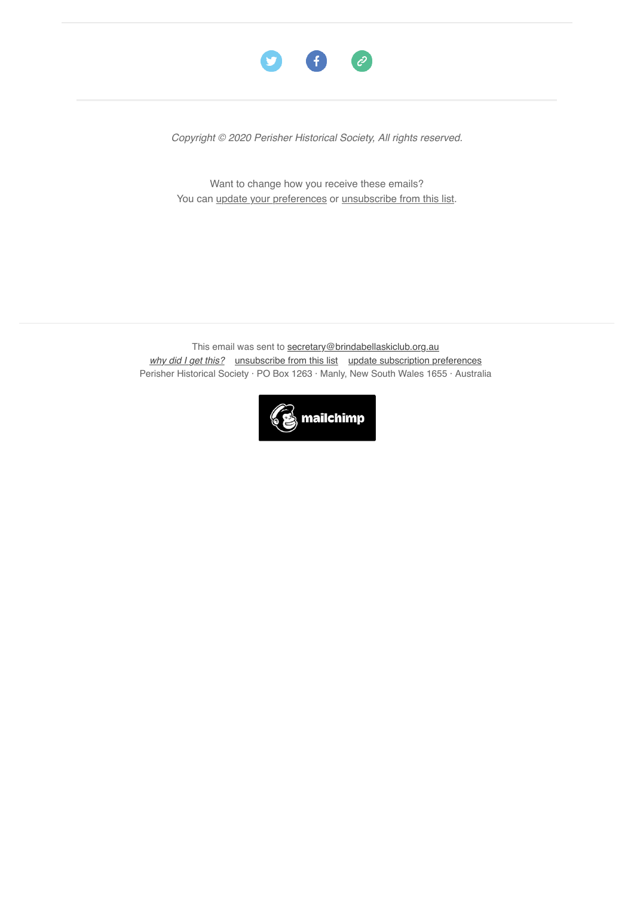*Copyright © 2020 Perisher Historical Society, All rights reserved.*

Want to change how you receive these emails?
You can update your preferences or unsubscribe from this list.

This email was sent to secretary@brindabellaskiclub.org.au
*why did I get this?* unsubscribe from this list update subscription preferences
Perisher Historical Society · PO Box 1263 · Manly, New South Wales 1655 · Australia

mailchimp